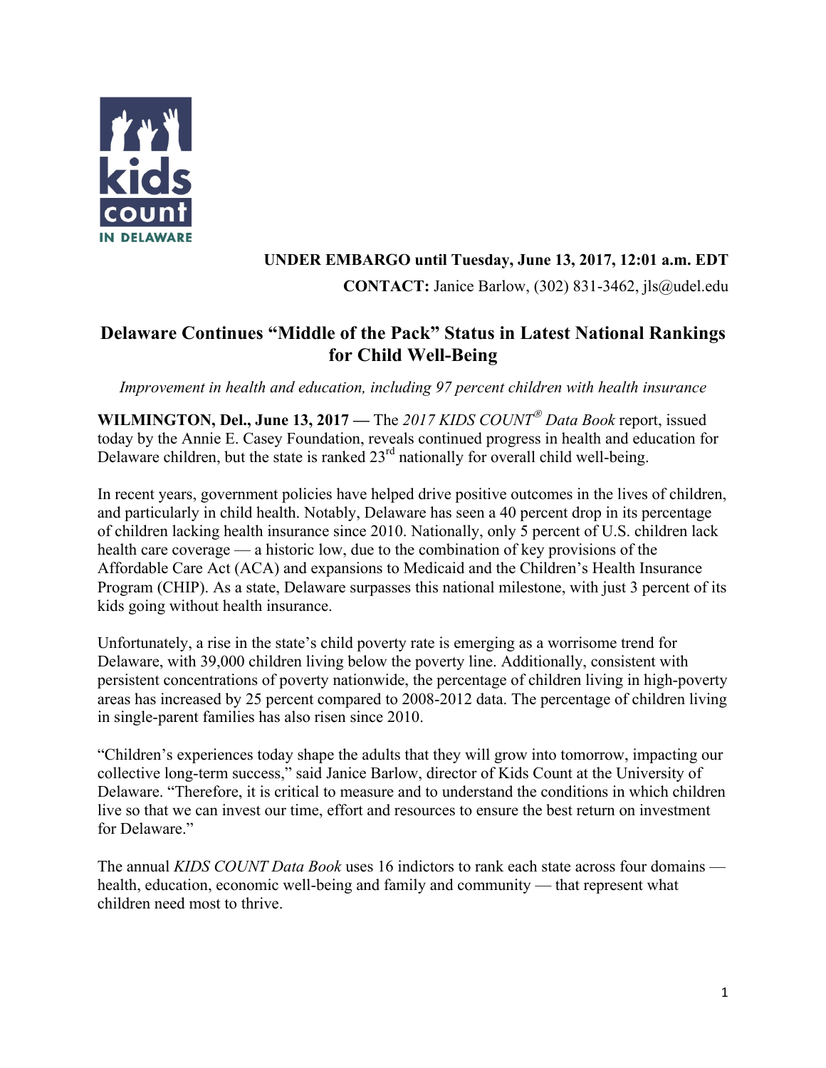**UNDER EMBARGO until Tuesday, June 13, 2017, 12:01 a.m. EDT**

**CONTACT:** Janice Barlow, (302) 831-3462, jls@udel.edu

# Delaware Continues "Middle of the Pack" Status in Latest National Rankings for Child Well-Being

*Improvement in health and education, including 97 percent children with health insurance*

**WILMINGTON, Del., June 13, 2017 —** The *2017 KIDS COUNT® Data Book* report, issued today by the Annie E. Casey Foundation, reveals continued progress in health and education for Delaware children, but the state is ranked 23rd nationally for overall child well-being.

In recent years, government policies have helped drive positive outcomes in the lives of children, and particularly in child health. Notably, Delaware has seen a 40 percent drop in its percentage of children lacking health insurance since 2010. Nationally, only 5 percent of U.S. children lack health care coverage — a historic low, due to the combination of key provisions of the Affordable Care Act (ACA) and expansions to Medicaid and the Children's Health Insurance Program (CHIP). As a state, Delaware surpasses this national milestone, with just 3 percent of its kids going without health insurance.

Unfortunately, a rise in the state's child poverty rate is emerging as a worrisome trend for Delaware, with 39,000 children living below the poverty line. Additionally, consistent with persistent concentrations of poverty nationwide, the percentage of children living in high-poverty areas has increased by 25 percent compared to 2008-2012 data. The percentage of children living in single-parent families has also risen since 2010.

"Children's experiences today shape the adults that they will grow into tomorrow, impacting our collective long-term success," said Janice Barlow, director of Kids Count at the University of Delaware. "Therefore, it is critical to measure and to understand the conditions in which children live so that we can invest our time, effort and resources to ensure the best return on investment for Delaware."

The annual *KIDS COUNT Data Book* uses 16 indictors to rank each state across four domains — health, education, economic well-being and family and community — that represent what children need most to thrive.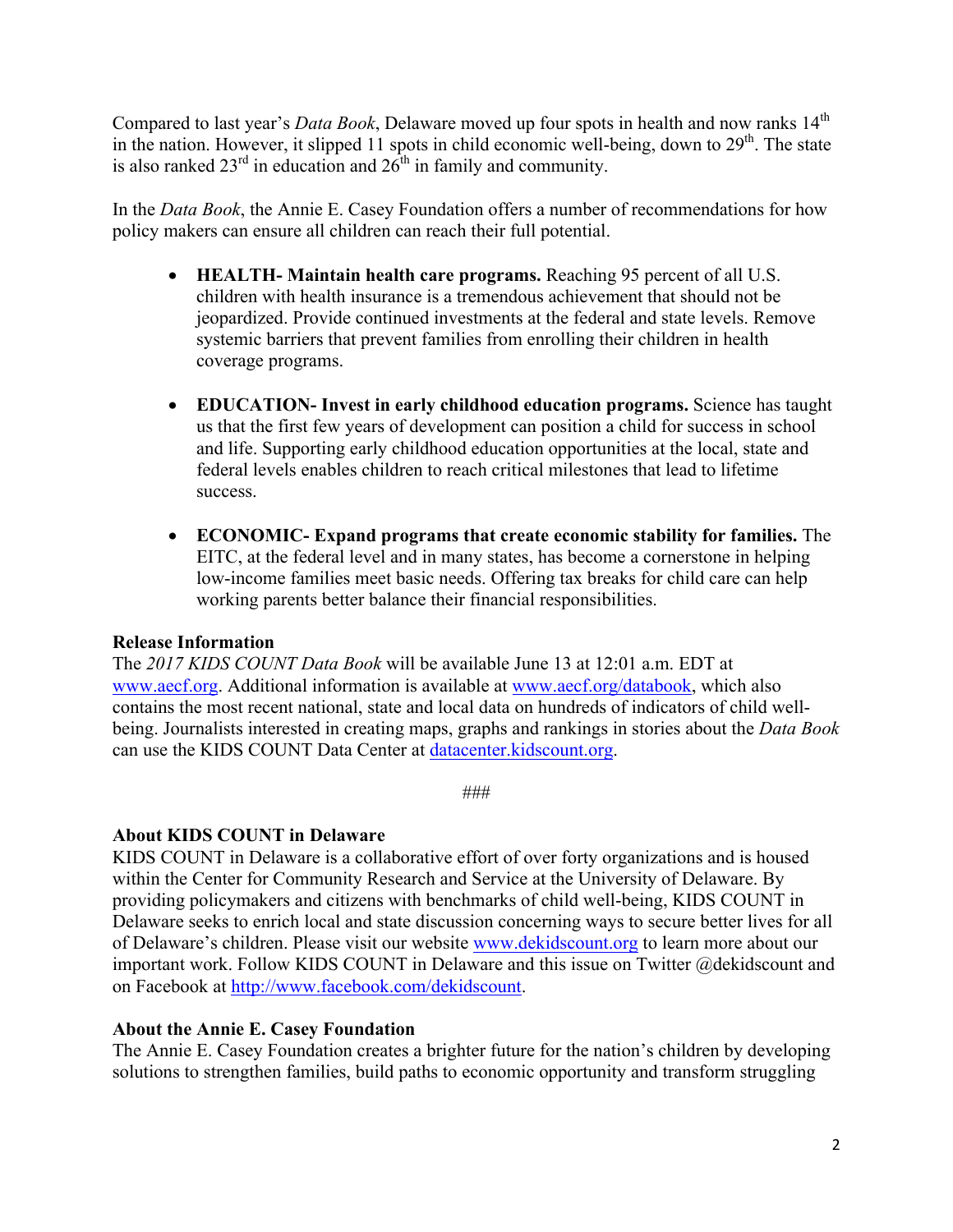Compared to last year's *Data Book*, Delaware moved up four spots in health and now ranks 14th in the nation. However, it slipped 11 spots in child economic well-being, down to 29th. The state is also ranked 23rd in education and 26th in family and community.

In the *Data Book*, the Annie E. Casey Foundation offers a number of recommendations for how policy makers can ensure all children can reach their full potential.

- **HEALTH- Maintain health care programs.** Reaching 95 percent of all U.S. children with health insurance is a tremendous achievement that should not be jeopardized. Provide continued investments at the federal and state levels. Remove systemic barriers that prevent families from enrolling their children in health coverage programs.

- **EDUCATION- Invest in early childhood education programs.** Science has taught us that the first few years of development can position a child for success in school and life. Supporting early childhood education opportunities at the local, state and federal levels enables children to reach critical milestones that lead to lifetime success.

- **ECONOMIC- Expand programs that create economic stability for families.** The EITC, at the federal level and in many states, has become a cornerstone in helping low-income families meet basic needs. Offering tax breaks for child care can help working parents better balance their financial responsibilities.

**Release Information**

The *2017 KIDS COUNT Data Book* will be available June 13 at 12:01 a.m. EDT at www.aecf.org. Additional information is available at www.aecf.org/databook, which also contains the most recent national, state and local data on hundreds of indicators of child well-being. Journalists interested in creating maps, graphs and rankings in stories about the *Data Book* can use the KIDS COUNT Data Center at datacenter.kidscount.org.

###

**About KIDS COUNT in Delaware**

KIDS COUNT in Delaware is a collaborative effort of over forty organizations and is housed within the Center for Community Research and Service at the University of Delaware. By providing policymakers and citizens with benchmarks of child well-being, KIDS COUNT in Delaware seeks to enrich local and state discussion concerning ways to secure better lives for all of Delaware's children. Please visit our website www.dekidscount.org to learn more about our important work. Follow KIDS COUNT in Delaware and this issue on Twitter @dekidscount and on Facebook at http://www.facebook.com/dekidscount.

**About the Annie E. Casey Foundation**

The Annie E. Casey Foundation creates a brighter future for the nation's children by developing solutions to strengthen families, build paths to economic opportunity and transform struggling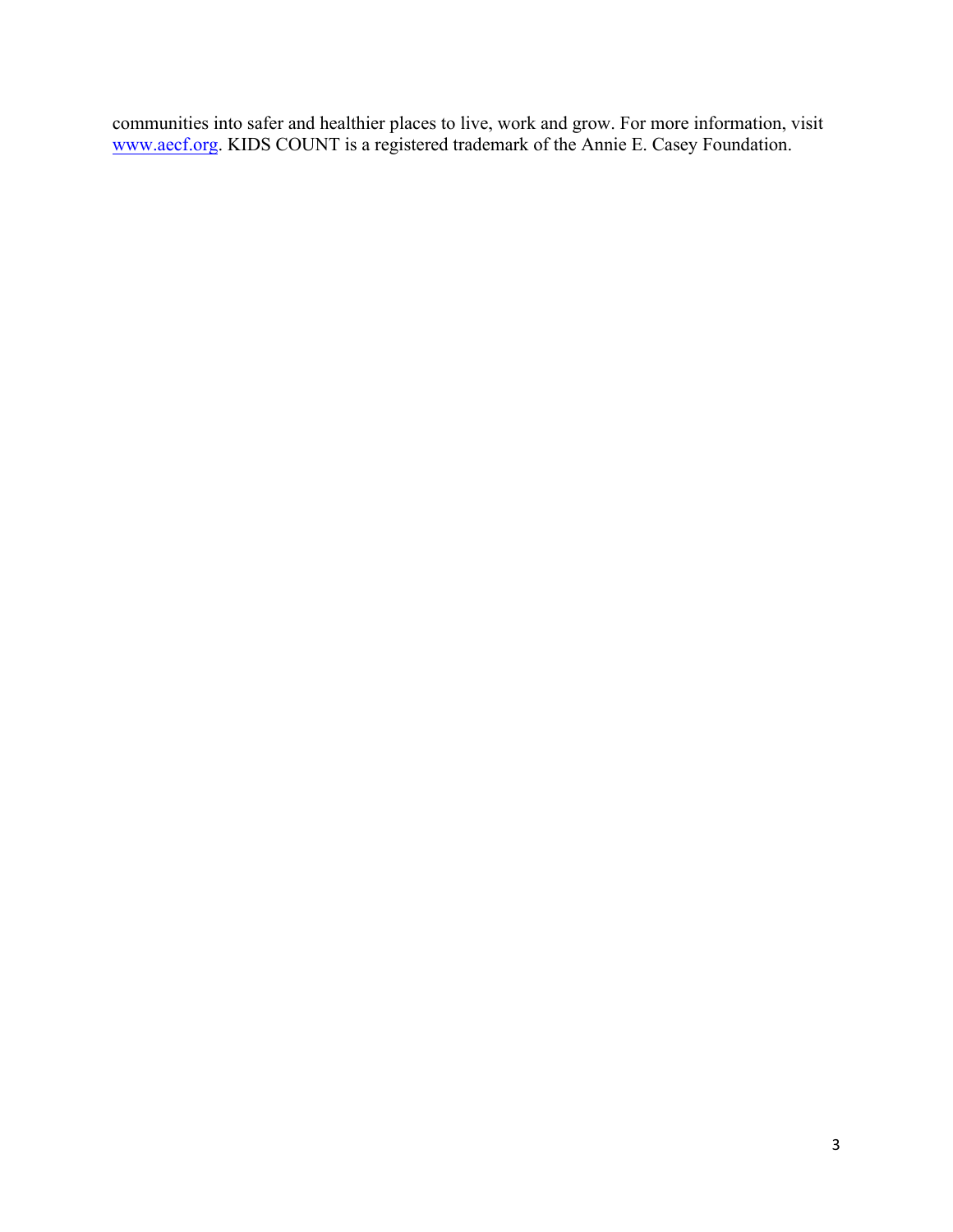communities into safer and healthier places to live, work and grow. For more information, visit [www.aecf.org](http://www.aecf.org). KIDS COUNT is a registered trademark of the Annie E. Casey Foundation.